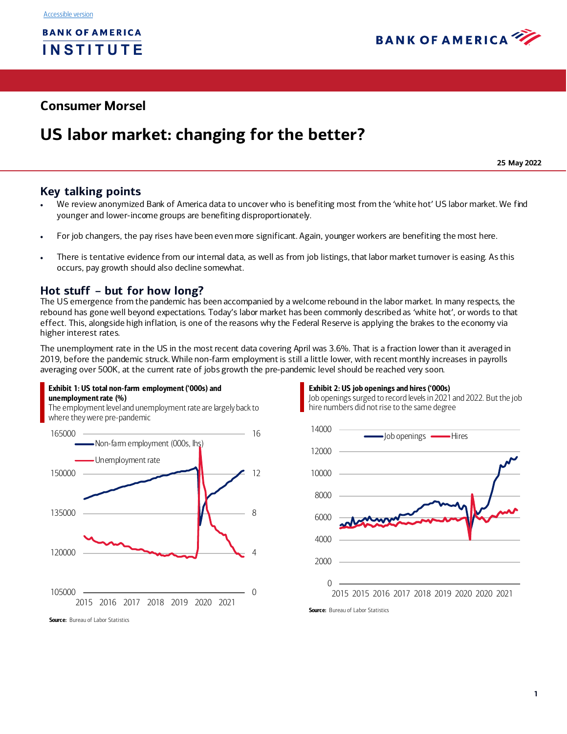Accessible version

BANK OF AMERICA INSTITUTE

BANK OF AMERICA

## Consumer Morsel

# US labor market: changing for the better?

**25 May 2022**

## Key talking points

- We review anonymized Bank of America data to uncover who is benefiting most from the 'white hot' US labor market. We find younger and lower-income groups are benefiting disproportionately.
- For job changers, the pay rises have been even more significant. Again, younger workers are benefiting the most here.
- There is tentative evidence from our internal data, as well as from job listings, that labor market turnover is easing. As this occurs, pay growth should also decline somewhat.

## Hot stuff – but for how long?

The US emergence from the pandemic has been accompanied by a welcome rebound in the labor market. In many respects, the rebound has gone well beyond expectations. Today's labor market has been commonly described as 'white hot', or words to that effect. This, alongside high inflation, is one of the reasons why the Federal Reserve is applying the brakes to the economy via higher interest rates.

The unemployment rate in the US in the most recent data covering April was 3.6%. That is a fraction lower than it averaged in 2019, before the pandemic struck. While non-farm employment is still a little lower, with recent monthly increases in payrolls averaging over 500K, at the current rate of jobs growth the pre-pandemic level should be reached very soon.

**Exhibit 1: US total non-farm employment ('000s) and unemployment rate (%)**

The employment level and unemployment rate are largely back to where they were pre-pandemic

**Source:** Bureau of Labor Statistics

**Exhibit 2: US job openings and hires ('000s)**

Job openings surged to record levels in 2021 and 2022. But the job hire numbers did not rise to the same degree

**Source:** Bureau of Labor Statistics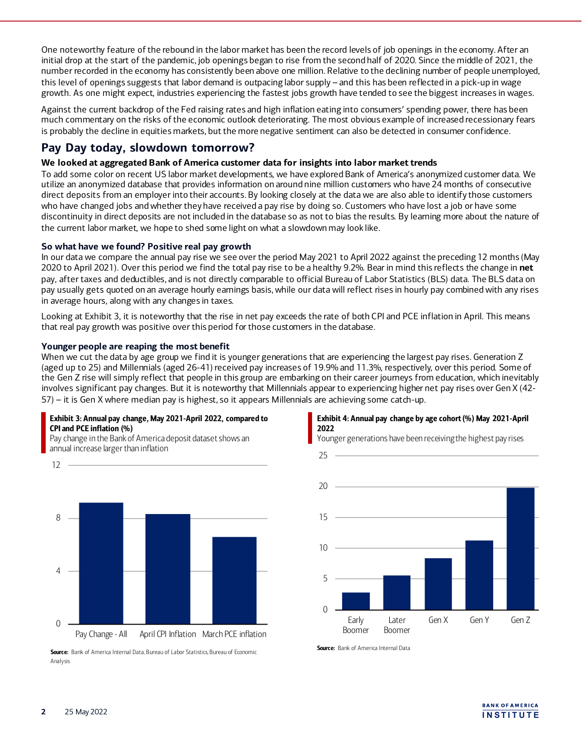One noteworthy feature of the rebound in the labor market has been the record levels of job openings in the economy. After an initial drop at the start of the pandemic, job openings began to rise from the second half of 2020. Since the middle of 2021, the number recorded in the economy has consistently been above one million. Relative to the declining number of people unemployed, this level of openings suggests that labor demand is outpacing labor supply – and this has been reflected in a pick-up in wage growth. As one might expect, industries experiencing the fastest jobs growth have tended to see the biggest increases in wages.

Against the current backdrop of the Fed raising rates and high inflation eating into consumers' spending power, there has been much commentary on the risks of the economic outlook deteriorating. The most obvious example of increased recessionary fears is probably the decline in equities markets, but the more negative sentiment can also be detected in consumer confidence.

## Pay Day today, slowdown tomorrow?

### We looked at aggregated Bank of America customer data for insights into labor market trends

To add some color on recent US labor market developments, we have explored Bank of America's anonymized customer data. We utilize an anonymized database that provides information on around nine million customers who have 24 months of consecutive direct deposits from an employer into their accounts. By looking closely at the data we are also able to identify those customers who have changed jobs and whether they have received a pay rise by doing so. Customers who have lost a job or have some discontinuity in direct deposits are not included in the database so as not to bias the results. By learning more about the nature of the current labor market, we hope to shed some light on what a slowdown may look like.

### So what have we found? Positive real pay growth

In our data we compare the annual pay rise we see over the period May 2021 to April 2022 against the preceding 12 months (May 2020 to April 2021). Over this period we find the total pay rise to be a healthy 9.2%. Bear in mind this reflects the change in **net** pay, after taxes and deductibles, and is not directly comparable to official Bureau of Labor Statistics (BLS) data. The BLS data on pay usually gets quoted on an average hourly earnings basis, while our data will reflect rises in hourly pay combined with any rises in average hours, along with any changes in taxes.

Looking at Exhibit 3, it is noteworthy that the rise in net pay exceeds the rate of both CPI and PCE inflation in April. This means that real pay growth was positive over this period for those customers in the database.

### Younger people are reaping the most benefit

When we cut the data by age group we find it is younger generations that are experiencing the largest pay rises. Generation Z (aged up to 25) and Millennials (aged 26-41) received pay increases of 19.9% and 11.3%, respectively, over this period. Some of the Gen Z rise will simply reflect that people in this group are embarking on their career journeys from education, which inevitably involves significant pay changes. But it is noteworthy that Millennials appear to experiencing higher net pay rises over Gen X (42-57) – it is Gen X where median pay is highest, so it appears Millennials are achieving some catch-up.

**Exhibit 3: Annual pay change, May 2021-April 2022, compared to CPI and PCE inflation (%)**

Pay change in the Bank of America deposit dataset shows an annual increase larger than inflation

| Category | % |
|---|---|
| Pay Change - All | 9.2 |
| April CPI Inflation | 8.3 |
| March PCE inflation | 6.6 |

**Source:** Bank of America Internal Data, Bureau of Labor Statistics, Bureau of Economic Analysis

**Exhibit 4: Annual pay change by age cohort (%) May 2021-April 2022**

Younger generations have been receiving the highest pay rises

| Cohort | % |
|---|---|
| Early Boomer | 2.8 |
| Later Boomer | 5.6 |
| Gen X | 8.4 |
| Gen Y | 11.3 |
| Gen Z | 19.9 |

**Source:** Bank of America Internal Data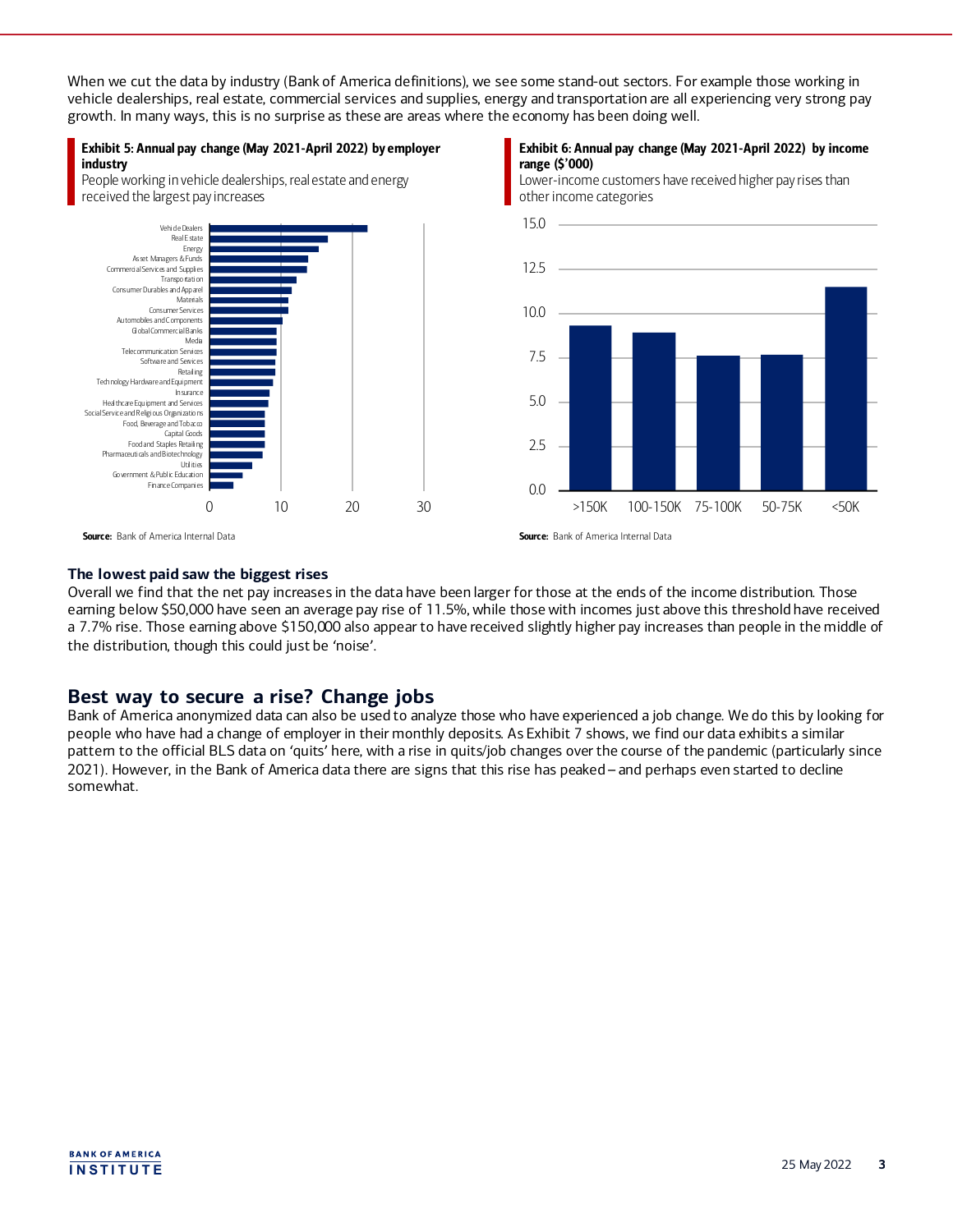When we cut the data by industry (Bank of America definitions), we see some stand-out sectors. For example those working in vehicle dealerships, real estate, commercial services and supplies, energy and transportation are all experiencing very strong pay growth. In many ways, this is no surprise as these are areas where the economy has been doing well.

**Exhibit 5: Annual pay change (May 2021-April 2022) by employer industry**

People working in vehicle dealerships, real estate and energy received the largest pay increases

**Source:** Bank of America Internal Data

**Exhibit 6: Annual pay change (May 2021-April 2022) by income range ($'000)**

Lower-income customers have received higher pay rises than other income categories

**Source:** Bank of America Internal Data

### The lowest paid saw the biggest rises

Overall we find that the net pay increases in the data have been larger for those at the ends of the income distribution. Those earning below $50,000 have seen an average pay rise of 11.5%, while those with incomes just above this threshold have received a 7.7% rise. Those earning above $150,000 also appear to have received slightly higher pay increases than people in the middle of the distribution, though this could just be 'noise'.

## Best way to secure a rise? Change jobs

Bank of America anonymized data can also be used to analyze those who have experienced a job change. We do this by looking for people who have had a change of employer in their monthly deposits. As Exhibit 7 shows, we find our data exhibits a similar pattern to the official BLS data on 'quits' here, with a rise in quits/job changes over the course of the pandemic (particularly since 2021). However, in the Bank of America data there are signs that this rise has peaked – and perhaps even started to decline somewhat.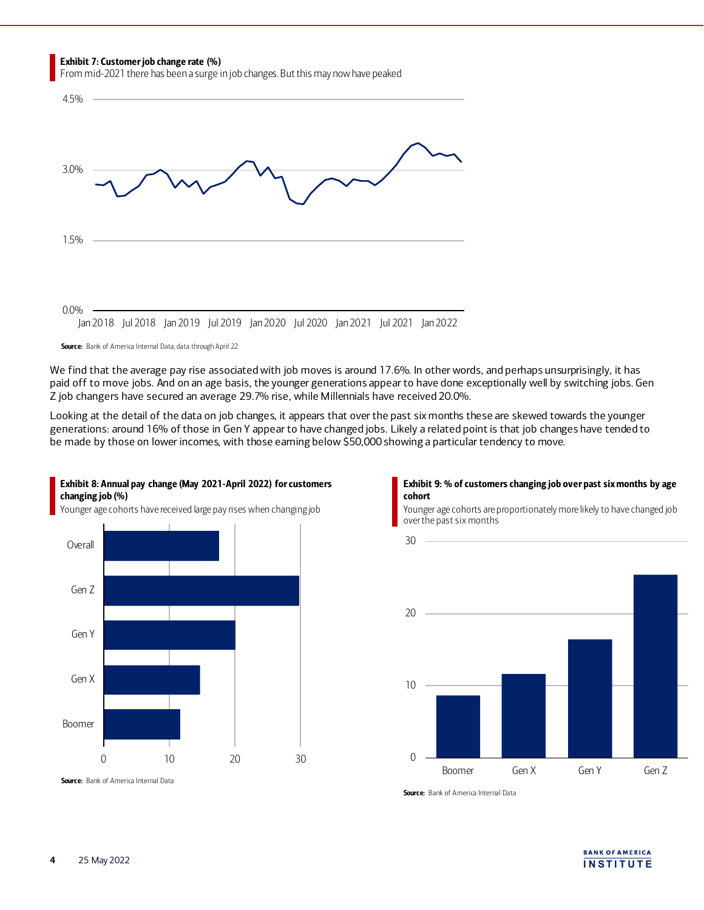**Exhibit 7: Customer job change rate (%)**

From mid-2021 there has been a surge in job changes. But this may now have peaked

**Source:** Bank of America Internal Data, data through April 22

We find that the average pay rise associated with job moves is around 17.6%. In other words, and perhaps unsurprisingly, it has paid off to move jobs. And on an age basis, the younger generations appear to have done exceptionally well by switching jobs. Gen Z job changers have secured an average 29.7% rise, while Millennials have received 20.0%.

Looking at the detail of the data on job changes, it appears that over the past six months these are skewed towards the younger generations: around 16% of those in Gen Y appear to have changed jobs. Likely a related point is that job changes have tended to be made by those on lower incomes, with those earning below $50,000 showing a particular tendency to move.

**Exhibit 8: Annual pay change (May 2021-April 2022) for customers changing job (%)**

Younger age cohorts have received large pay rises when changing job

**Source:** Bank of America Internal Data

**Exhibit 9: % of customers changing job over past six months by age cohort**

Younger age cohorts are proportionately more likely to have changed job over the past six months

**Source:** Bank of America Internal Data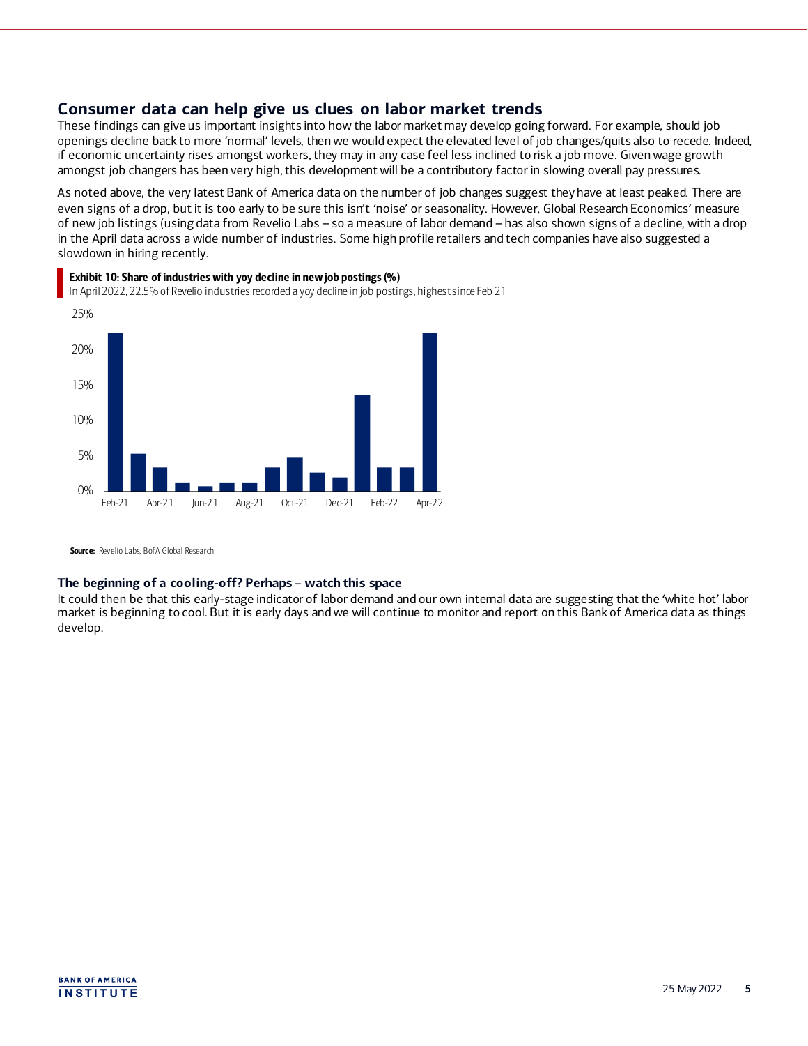## Consumer data can help give us clues on labor market trends

These findings can give us important insights into how the labor market may develop going forward. For example, should job openings decline back to more 'normal' levels, then we would expect the elevated level of job changes/quits also to recede. Indeed, if economic uncertainty rises amongst workers, they may in any case feel less inclined to risk a job move. Given wage growth amongst job changers has been very high, this development will be a contributory factor in slowing overall pay pressures.

As noted above, the very latest Bank of America data on the number of job changes suggest they have at least peaked. There are even signs of a drop, but it is too early to be sure this isn't 'noise' or seasonality. However, Global Research Economics' measure of new job listings (using data from Revelio Labs – so a measure of labor demand – has also shown signs of a decline, with a drop in the April data across a wide number of industries. Some high profile retailers and tech companies have also suggested a slowdown in hiring recently.

**Exhibit 10: Share of industries with yoy decline in new job postings (%)**

In April 2022, 22.5% of Revelio industries recorded a yoy decline in job postings, highest since Feb 21

**Source:** Revelio Labs, BofA Global Research

### The beginning of a cooling-off? Perhaps – watch this space

It could then be that this early-stage indicator of labor demand and our own internal data are suggesting that the 'white hot' labor market is beginning to cool. But it is early days and we will continue to monitor and report on this Bank of America data as things develop.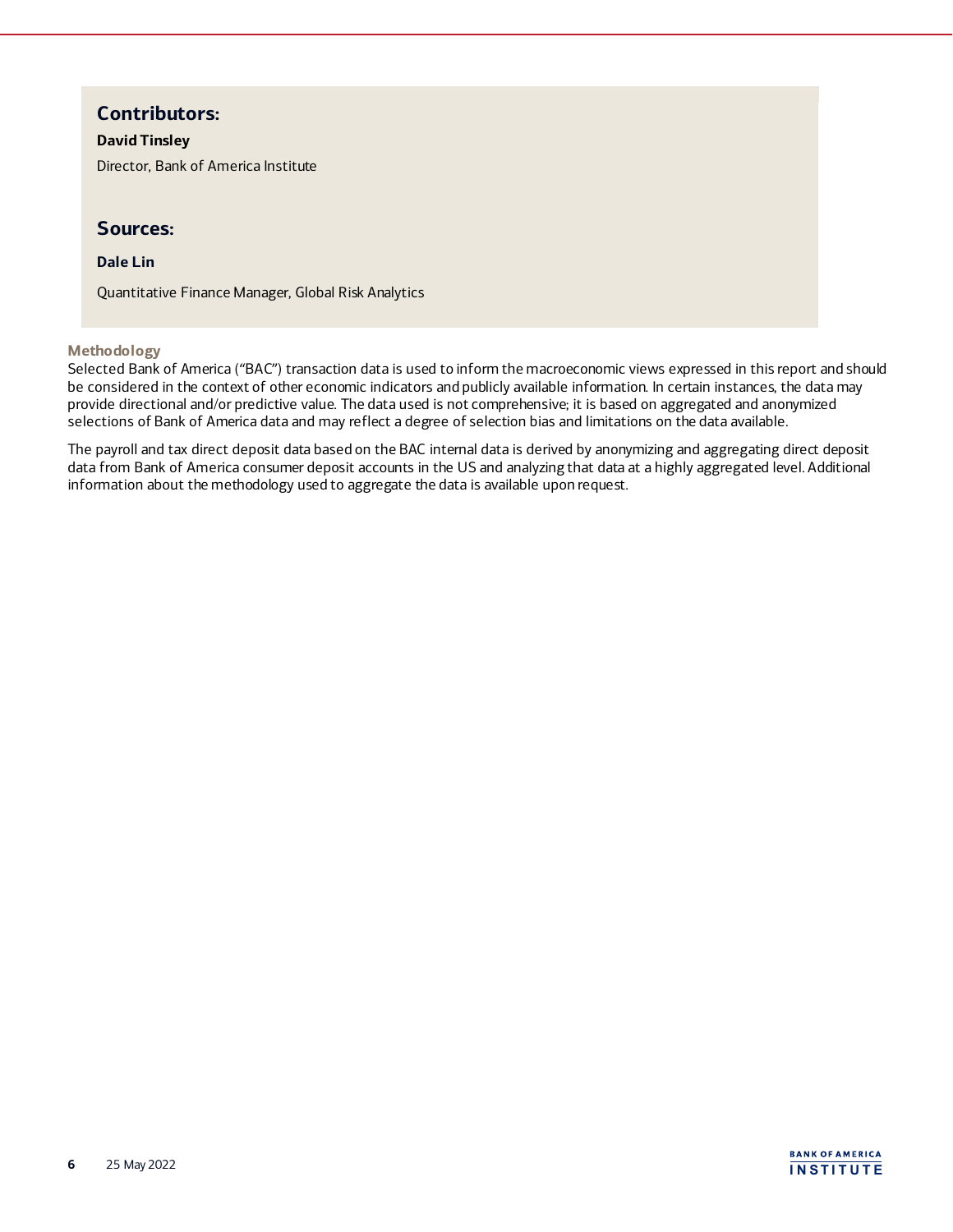## Contributors:

**David Tinsley**

Director, Bank of America Institute

## Sources:

**Dale Lin**

Quantitative Finance Manager, Global Risk Analytics

### Methodology

Selected Bank of America ("BAC") transaction data is used to inform the macroeconomic views expressed in this report and should be considered in the context of other economic indicators and publicly available information. In certain instances, the data may provide directional and/or predictive value. The data used is not comprehensive; it is based on aggregated and anonymized selections of Bank of America data and may reflect a degree of selection bias and limitations on the data available.

The payroll and tax direct deposit data based on the BAC internal data is derived by anonymizing and aggregating direct deposit data from Bank of America consumer deposit accounts in the US and analyzing that data at a highly aggregated level. Additional information about the methodology used to aggregate the data is available upon request.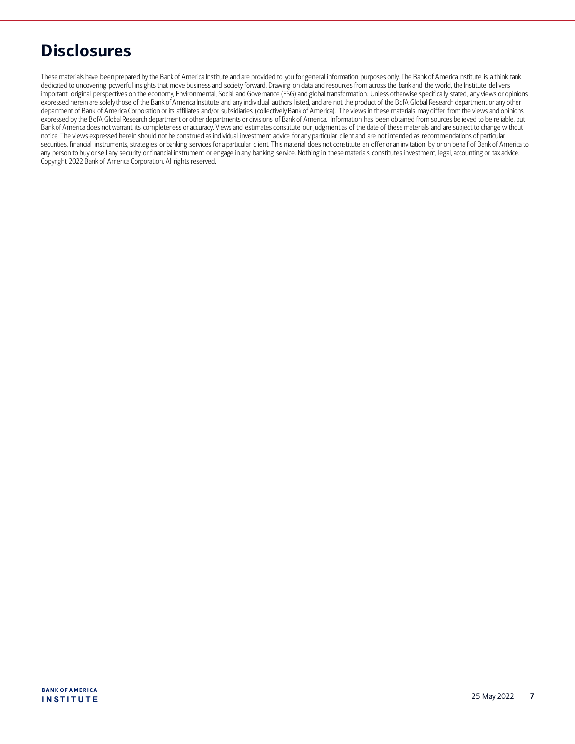# Disclosures

These materials have been prepared by the Bank of America Institute and are provided to you for general information purposes only. The Bank of America Institute is a think tank dedicated to uncovering powerful insights that move business and society forward. Drawing on data and resources from across the bank and the world, the Institute delivers important, original perspectives on the economy, Environmental, Social and Governance (ESG) and global transformation. Unless otherwise specifically stated, any views or opinions expressed herein are solely those of the Bank of America Institute and any individual authors listed, and are not the product of the BofA Global Research department or any other department of Bank of America Corporation or its affiliates and/or subsidiaries (collectively Bank of America). The views in these materials may differ from the views and opinions expressed by the BofA Global Research department or other departments or divisions of Bank of America. Information has been obtained from sources believed to be reliable, but Bank of America does not warrant its completeness or accuracy. Views and estimates constitute our judgment as of the date of these materials and are subject to change without notice. The views expressed herein should not be construed as individual investment advice for any particular client and are not intended as recommendations of particular securities, financial instruments, strategies or banking services for a particular client. This material does not constitute an offer or an invitation by or on behalf of Bank of America to any person to buy or sell any security or financial instrument or engage in any banking service. Nothing in these materials constitutes investment, legal, accounting or tax advice. Copyright 2022 Bank of America Corporation. All rights reserved.